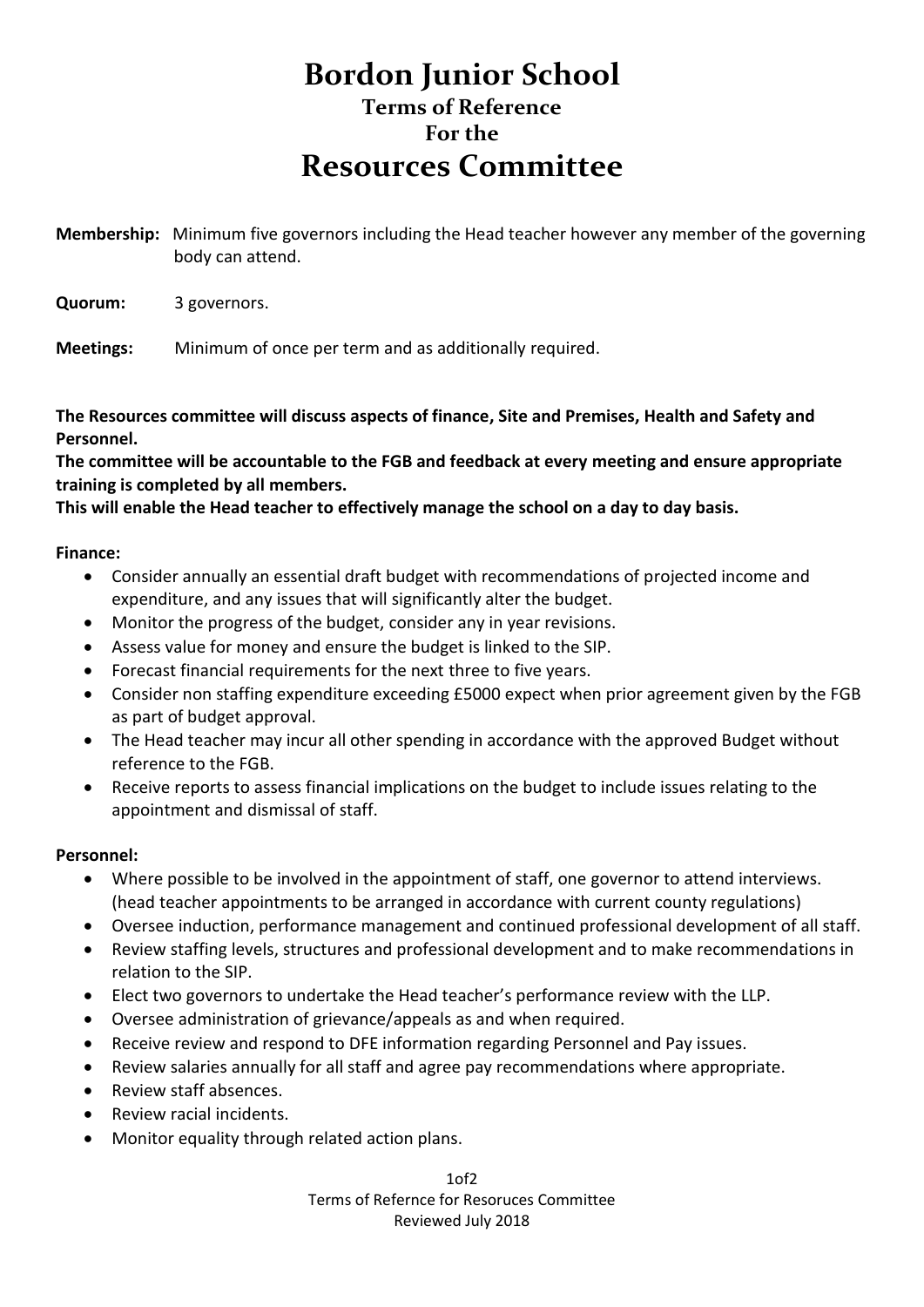# Bordon Junior School

### Terms of Reference
### For the

## Resources Committee

**Membership:** Minimum five governors including the Head teacher however any member of the governing body can attend.

**Quorum:** 3 governors.

**Meetings:** Minimum of once per term and as additionally required.

**The Resources committee will discuss aspects of finance, Site and Premises, Health and Safety and Personnel.**
**The committee will be accountable to the FGB and feedback at every meeting and ensure appropriate training is completed by all members.**
**This will enable the Head teacher to effectively manage the school on a day to day basis.**

**Finance:**

- Consider annually an essential draft budget with recommendations of projected income and expenditure, and any issues that will significantly alter the budget.
- Monitor the progress of the budget, consider any in year revisions.
- Assess value for money and ensure the budget is linked to the SIP.
- Forecast financial requirements for the next three to five years.
- Consider non staffing expenditure exceeding £5000 expect when prior agreement given by the FGB as part of budget approval.
- The Head teacher may incur all other spending in accordance with the approved Budget without reference to the FGB.
- Receive reports to assess financial implications on the budget to include issues relating to the appointment and dismissal of staff.

**Personnel:**

- Where possible to be involved in the appointment of staff, one governor to attend interviews. (head teacher appointments to be arranged in accordance with current county regulations)
- Oversee induction, performance management and continued professional development of all staff.
- Review staffing levels, structures and professional development and to make recommendations in relation to the SIP.
- Elect two governors to undertake the Head teacher's performance review with the LLP.
- Oversee administration of grievance/appeals as and when required.
- Receive review and respond to DFE information regarding Personnel and Pay issues.
- Review salaries annually for all staff and agree pay recommendations where appropriate.
- Review staff absences.
- Review racial incidents.
- Monitor equality through related action plans.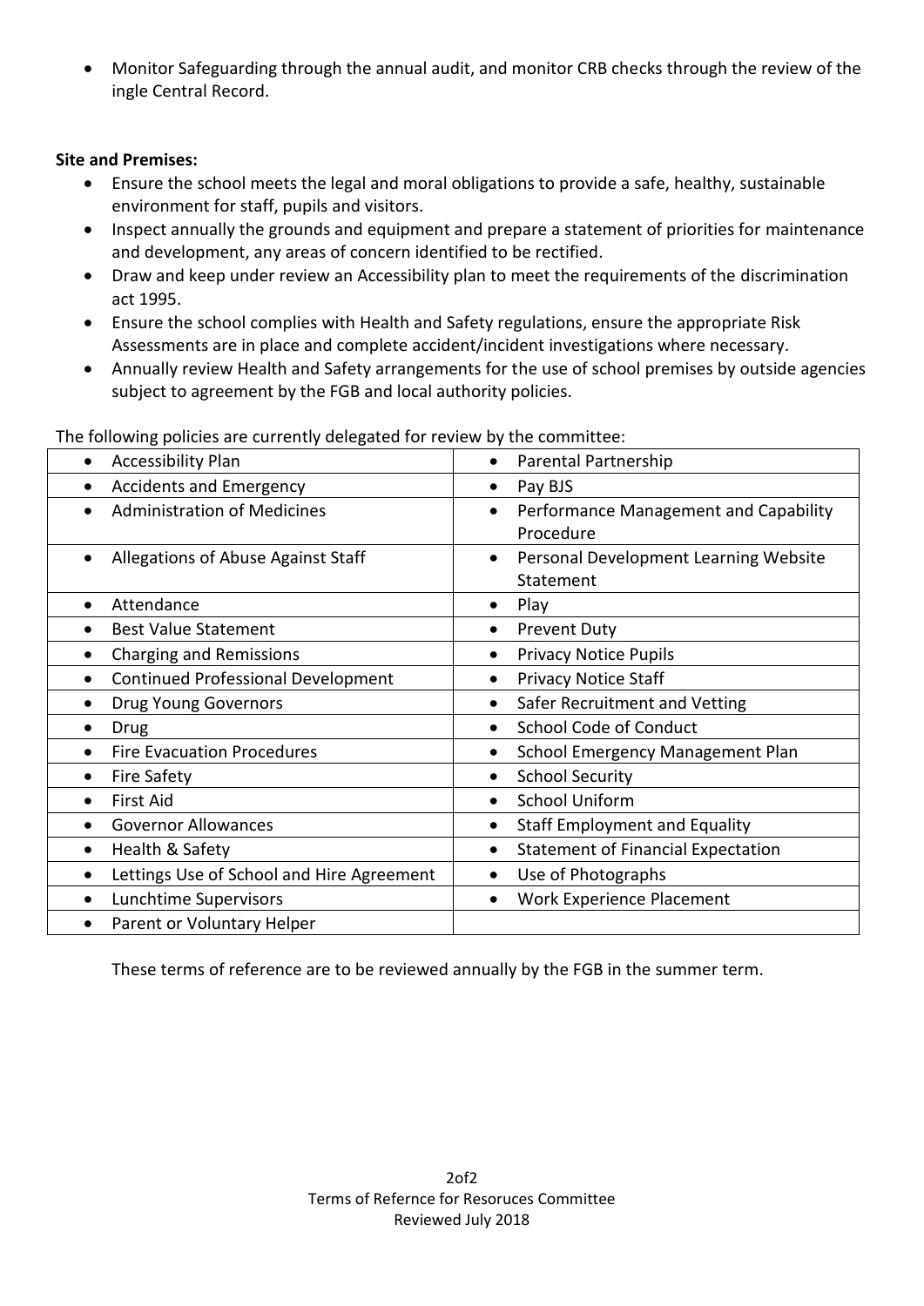- Monitor Safeguarding through the annual audit, and monitor CRB checks through the review of the ingle Central Record.

**Site and Premises:**

- Ensure the school meets the legal and moral obligations to provide a safe, healthy, sustainable environment for staff, pupils and visitors.
- Inspect annually the grounds and equipment and prepare a statement of priorities for maintenance and development, any areas of concern identified to be rectified.
- Draw and keep under review an Accessibility plan to meet the requirements of the discrimination act 1995.
- Ensure the school complies with Health and Safety regulations, ensure the appropriate Risk Assessments are in place and complete accident/incident investigations where necessary.
- Annually review Health and Safety arrangements for the use of school premises by outside agencies subject to agreement by the FGB and local authority policies.

The following policies are currently delegated for review by the committee:

| | |
|---|---|
| • Accessibility Plan | • Parental Partnership |
| • Accidents and Emergency | • Pay BJS |
| • Administration of Medicines | • Performance Management and Capability Procedure |
| • Allegations of Abuse Against Staff | • Personal Development Learning Website Statement |
| • Attendance | • Play |
| • Best Value Statement | • Prevent Duty |
| • Charging and Remissions | • Privacy Notice Pupils |
| • Continued Professional Development | • Privacy Notice Staff |
| • Drug Young Governors | • Safer Recruitment and Vetting |
| • Drug | • School Code of Conduct |
| • Fire Evacuation Procedures | • School Emergency Management Plan |
| • Fire Safety | • School Security |
| • First Aid | • School Uniform |
| • Governor Allowances | • Staff Employment and Equality |
| • Health & Safety | • Statement of Financial Expectation |
| • Lettings Use of School and Hire Agreement | • Use of Photographs |
| • Lunchtime Supervisors | • Work Experience Placement |
| • Parent or Voluntary Helper | |

These terms of reference are to be reviewed annually by the FGB in the summer term.

Terms of Refernce for Resoruces Committee
Reviewed July 2018